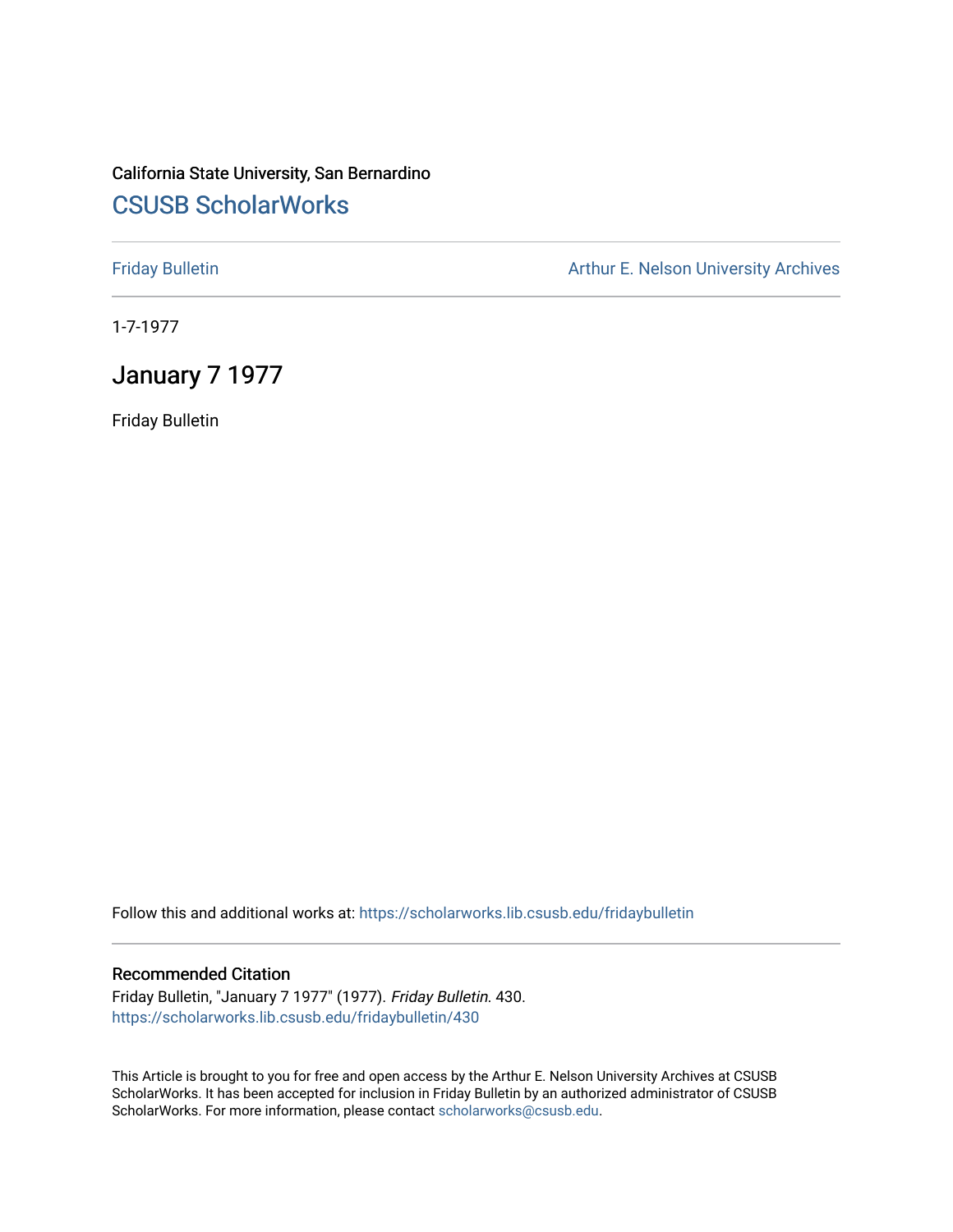California State University, San Bernardino

# CSUSB ScholarWorks

Friday Bulletin

Arthur E. Nelson University Archives

1-7-1977

## January 7 1977

Friday Bulletin

Follow this and additional works at: https://scholarworks.lib.csusb.edu/fridaybulletin

### Recommended Citation

Friday Bulletin, "January 7 1977" (1977). *Friday Bulletin*. 430.
https://scholarworks.lib.csusb.edu/fridaybulletin/430

This Article is brought to you for free and open access by the Arthur E. Nelson University Archives at CSUSB ScholarWorks. It has been accepted for inclusion in Friday Bulletin by an authorized administrator of CSUSB ScholarWorks. For more information, please contact scholarworks@csusb.edu.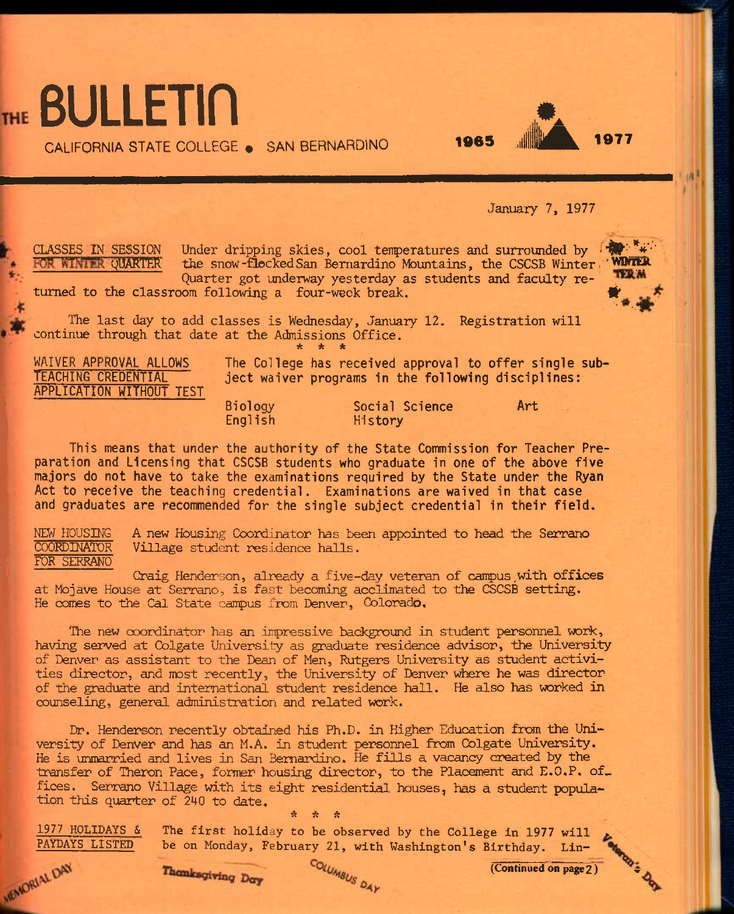# THE BULLETIN

CALIFORNIA STATE COLLEGE • SAN BERNARDINO

1965 — 1977

January 7, 1977

**CLASSES IN SESSION FOR WINTER QUARTER**

Under dripping skies, cool temperatures and surrounded by the snow-flecked San Bernardino Mountains, the CSCSB Winter Quarter got underway yesterday as students and faculty returned to the classroom following a four-week break.

The last day to add classes is Wednesday, January 12. Registration will continue through that date at the Admissions Office.

\* \* \*

**WAIVER APPROVAL ALLOWS TEACHING CREDENTIAL APPLICATION WITHOUT TEST**

The College has received approval to offer single subject waiver programs in the following disciplines:

| | | |
|---|---|---|
| Biology | Social Science | Art |
| English | History | |

This means that under the authority of the State Commission for Teacher Preparation and Licensing that CSCSB students who graduate in one of the above five majors do not have to take the examinations required by the State under the Ryan Act to receive the teaching credential. Examinations are waived in that case and graduates are recommended for the single subject credential in their field.

**NEW HOUSING COORDINATOR FOR SERRANO**

A new Housing Coordinator has been appointed to head the Serrano Village student residence halls.

Craig Henderson, already a five-day veteran of campus with offices at Mojave House at Serrano, is fast becoming acclimated to the CSCSB setting. He comes to the Cal State campus from Denver, Colorado.

The new coordinator has an impressive background in student personnel work, having served at Colgate University as graduate residence advisor, the University of Denver as assistant to the Dean of Men, Rutgers University as student activities director, and most recently, the University of Denver where he was director of the graduate and international student residence hall. He also has worked in counseling, general administration and related work.

Dr. Henderson recently obtained his Ph.D. in Higher Education from the University of Denver and has an M.A. in student personnel from Colgate University. He is unmarried and lives in San Bernardino. He fills a vacancy created by the transfer of Theron Pace, former housing director, to the Placement and E.O.P. offices. Serrano Village with its eight residential houses, has a student population this quarter of 240 to date.

\* \* \*

**1977 HOLIDAYS & PAYDAYS LISTED**

The first holiday to be observed by the College in 1977 will be on Monday, February 21, with Washington's Birthday. Lin-

(Continued on page 2)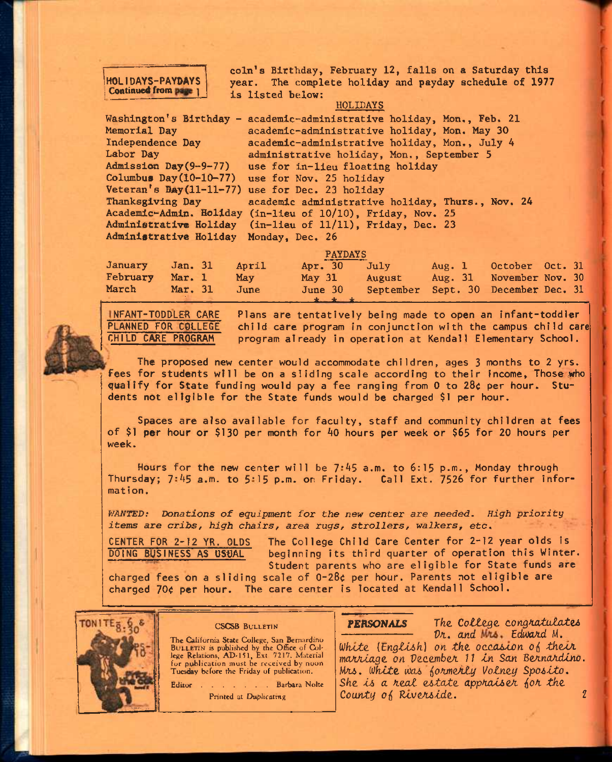**HOLIDAYS-PAYDAYS**
**Continued from page 1**

coln's Birthday, February 12, falls on a Saturday this year. The complete holiday and payday schedule of 1977 is listed below:

**HOLIDAYS**

| | |
|---|---|
| Washington's Birthday - | academic-administrative holiday, Mon., Feb. 21 |
| Memorial Day | academic-administrative holiday, Mon. May 30 |
| Independence Day | academic-administrative holiday, Mon., July 4 |
| Labor Day | administrative holiday, Mon., September 5 |
| Admission Day(9-9-77) | use for in-lieu floating holiday |
| Columbus Day(10-10-77) | use for Nov. 25 holiday |
| Veteran's Day(11-11-77) | use for Dec. 23 holiday |
| Thanksgiving Day | academic administrative holiday, Thurs., Nov. 24 |
| Academic-Admin. Holiday | (in-lieu of 10/10), Friday, Nov. 25 |
| Administrative Holiday | (in-lieu of 11/11), Friday, Dec. 23 |
| Administrative Holiday | Monday, Dec. 26 |

**PAYDAYS**

| | | | | | | | |
|---|---|---|---|---|---|---|---|
| January | Jan. 31 | April | Apr. 30 | July | Aug. 1 | October | Oct. 31 |
| February | Mar. 1 | May | May 31 | August | Aug. 31 | November | Nov. 30 |
| March | Mar. 31 | June | June 30 | September | Sept. 30 | December | Dec. 31 |

\* \* \*

**INFANT-TODDLER CARE PLANNED FOR COLLEGE CHILD CARE PROGRAM**

Plans are tentatively being made to open an infant-toddler child care program in conjunction with the campus child care program already in operation at Kendall Elementary School.

The proposed new center would accommodate children, ages 3 months to 2 yrs. Fees for students will be on a sliding scale according to their income. Those who qualify for State funding would pay a fee ranging from 0 to 28¢ per hour. Students not eligible for the State funds would be charged $1 per hour.

Spaces are also available for faculty, staff and community children at fees of $1 per hour or $130 per month for 40 hours per week or $65 for 20 hours per week.

Hours for the new center will be 7:45 a.m. to 6:15 p.m., Monday through Thursday; 7:45 a.m. to 5:15 p.m. on Friday. Call Ext. 7526 for further information.

*WANTED: Donations of equipment for the new center are needed. High priority items are cribs, high chairs, area rugs, strollers, walkers, etc.*

**CENTER FOR 2-12 YR. OLDS DOING BUSINESS AS USUAL**

The College Child Care Center for 2-12 year olds is beginning its third quarter of operation this Winter. Student parents who are eligible for State funds are charged fees on a sliding scale of 0-28¢ per hour. Parents not eligible are charged 70¢ per hour. The care center is located at Kendall School.

**CSCSB BULLETIN**

The California State College, San Bernardino BULLETIN is published by the Office of College Relations, AD-151, Ext 7217. Material for publication must be received by noon Tuesday before the Friday of publication.

Editor . . . . . . . . Barbara Nolte

Printed at Duplicating

***PERSONALS***

*The College congratulates Dr. and Mrs. Edward M. White (English) on the occasion of their marriage on December 11 in San Bernardino. Mrs. White was formerly Volney Sposito. She is a real estate appraiser for the County of Riverside.*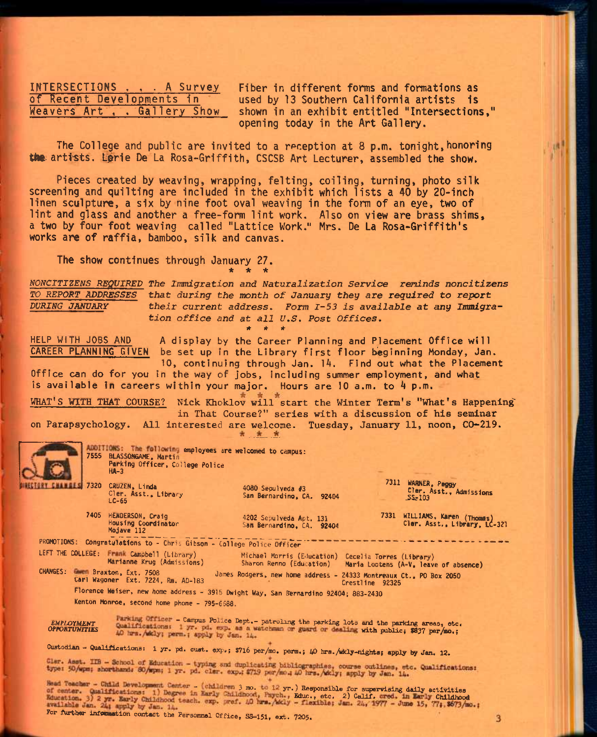**INTERSECTIONS . . . A Survey of Recent Developments in Weavers Art . . Gallery Show** Fiber in different forms and formations as used by 13 Southern California artists is shown in an exhibit entitled "Intersections," opening today in the Art Gallery.

The College and public are invited to a reception at 8 p.m. tonight, honoring the artists. Lorie De La Rosa-Griffith, CSCSB Art Lecturer, assembled the show.

Pieces created by weaving, wrapping, felting, coiling, turning, photo silk screening and quilting are included in the exhibit which lists a 40 by 20-inch linen sculpture, a six by nine foot oval weaving in the form of an eye, two of lint and glass and another a free-form lint work. Also on view are brass shims, a two by four foot weaving called "Lattice Work." Mrs. De La Rosa-Griffith's works are of raffia, bamboo, silk and canvas.

The show continues through January 27.

\* \* \*

*NONCITIZENS REQUIRED TO REPORT ADDRESSES DURING JANUARY* *The Immigration and Naturalization Service reminds noncitizens that during the month of January they are required to report their current address. Form I-53 is available at any Immigration office and at all U.S. Post Offices.*

\* \* \*

**HELP WITH JOBS AND CAREER PLANNING GIVEN** A display by the Career Planning and Placement Office will be set up in the Library first floor beginning Monday, Jan. 10, continuing through Jan. 14. Find out what the Placement Office can do for you in the way of jobs, including summer employment, and what is available in careers within your major. Hours are 10 a.m. to 4 p.m.

\* \* \*

**WHAT'S WITH THAT COURSE?** Nick Khoklov will start the Winter Term's "What's Happening in That Course?" series with a discussion of his seminar on Parapsychology. All interested are welcome. Tuesday, January 11, noon, CO-219.

\* \* \*

**DIRECTORY CHANGES**

ADDITIONS: The following employees are welcomed to campus:

- 7555 BLASSONGAME, Martin — Parking Officer, College Police — HA-3
- 7320 CRUZEN, Linda — Cler. Asst., Library — LC-65 — 4080 Sepulveda #3, San Bernardino, CA. 92404
- 7405 HENDERSON, Craig — Housing Coordinator — Mojave 112 — 4202 Sepulveda Apt. 131, San Bernardino, CA. 92404
- 7311 WARNER, Peggy — Cler. Asst., Admissions — SS-103
- 7331 WILLIAMS, Karen (Thomas) — Cler. Asst., Library, LC-321

PROMOTIONS: Congratulations to - Chris Gibson - College Police Officer

LEFT THE COLLEGE: Frank Campbell (Library), Marianne Krug (Admissions), Michael Morris (Education), Sharon Renno (Education), Cecelia Torres (Library), Maria Lootens (A-V, leave of absence)

CHANGES: Gwen Braxton, Ext. 7508; Carl Wagoner Ext. 7224, Rm. AD-183; James Rodgers, new home address - 24333 Montreaux Ct., PO Box 2050 Crestline 92325

Florence Weiser, new home address - 3915 Dwight Way, San Bernardino 92404; 883-2430

Kenton Monroe, second home phone - 795-6588.

**EMPLOYMENT OPPORTUNITIES**

Parking Officer - Campus Police Dept.- patroling the parking lots and the parking areas, etc. Qualifications: 1 yr. pd. exp. as a watchman or guard or dealing with public; $837 per/mo.; 40 hrs./wkly; perm.; apply by Jan. 14.

Custodian - Qualifications: 1 yr. pd. cust. exp.; $716 per/mo. perm.; 40 hrs./wkly-nights; apply by Jan. 12.

Cler. Asst. IIB - School of Education - typing and duplicating bibliographies, course outlines, etc. Qualifications: type: 50/wpm; shorthand: 80/wpm; 1 yr. pd. cler. exp.; $719 per/mo.; 40 hrs./wkly; apply by Jan. 14.

Head Teacher - Child Development Center - (children 3 mo. to 12 yr.) Responsible for supervising daily activities of center. Qualifications: 1) Degree in Early Childhood, Psych., Educ., etc. 2) Calif. cred. in Early Childhood Education. 3) 2 yr. Early Childhood teach. exp. pref. 40 hrs./wkly - flexible; Jan. 24, 1977 - June 15, 77; $673/mo.; available Jan. 24; apply by Jan. 14.

For further information contact the Personnel Office, SS-151, ext. 7205.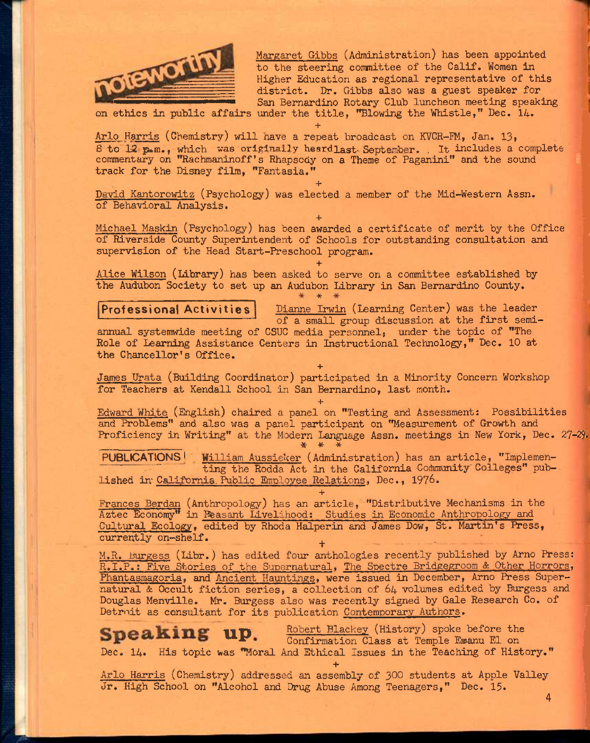## noteworthy

Margaret Gibbs (Administration) has been appointed to the steering committee of the Calif. Women in Higher Education as regional representative of this district. Dr. Gibbs also was a guest speaker for San Bernardino Rotary Club luncheon meeting speaking on ethics in public affairs under the title, "Blowing the Whistle," Dec. 14.

+

Arlo Harris (Chemistry) will have a repeat broadcast on KVCR-FM, Jan. 13, 8 to 12 p.m., which was originally heard last September. It includes a complete commentary on "Rachmaninoff's Rhapsody on a Theme of Paganini" and the sound track for the Disney film, "Fantasia."

+

David Kantorowitz (Psychology) was elected a member of the Mid-Western Assn. of Behavioral Analysis.

+

Michael Maskin (Psychology) has been awarded a certificate of merit by the Office of Riverside County Superintendent of Schools for outstanding consultation and supervision of the Head Start-Preschool program.

+

Alice Wilson (Library) has been asked to serve on a committee established by the Audubon Society to set up an Audubon Library in San Bernardino County.

* * *

## Professional Activities

Dianne Irwin (Learning Center) was the leader of a small group discussion at the first semi-annual systemwide meeting of CSUC media personnel, under the topic of "The Role of Learning Assistance Centers in Instructional Technology," Dec. 10 at the Chancellor's Office.

+

James Urata (Building Coordinator) participated in a Minority Concern Workshop for Teachers at Kendall School in San Bernardino, last month.

+

Edward White (English) chaired a panel on "Testing and Assessment: Possibilities and Problems" and also was a panel participant on "Measurement of Growth and Proficiency in Writing" at the Modern Language Assn. meetings in New York, Dec. 27-29.

* * *

## PUBLICATIONS

William Aussieker (Administration) has an article, "Implementing the Rodda Act in the California Community Colleges" published in California Public Employee Relations, Dec., 1976.

+

Frances Berdan (Anthropology) has an article, "Distributive Mechanisms in the Aztec Economy" in Peasant Livelihood: Studies in Economic Anthropology and Cultural Ecology, edited by Rhoda Halperin and James Dow, St. Martin's Press, currently on-shelf.

+

M.R. Burgess (Libr.) has edited four anthologies recently published by Arno Press: R.I.P.: Five Stories of the Supernatural, The Spectre Bridegroom & Other Horrors, Phantasmagoria, and Ancient Hauntings, were issued in December, Arno Press Supernatural & Occult fiction series, a collection of 64 volumes edited by Burgess and Douglas Menville. Mr. Burgess also was recently signed by Gale Research Co. of Detroit as consultant for its publication Contemporary Authors.

## Speaking up.

Robert Blackey (History) spoke before the Confirmation Class at Temple Emanu El on Dec. 14. His topic was "Moral And Ethical Issues in the Teaching of History."

+

Arlo Harris (Chemistry) addressed an assembly of 300 students at Apple Valley Jr. High School on "Alcohol and Drug Abuse Among Teenagers," Dec. 15.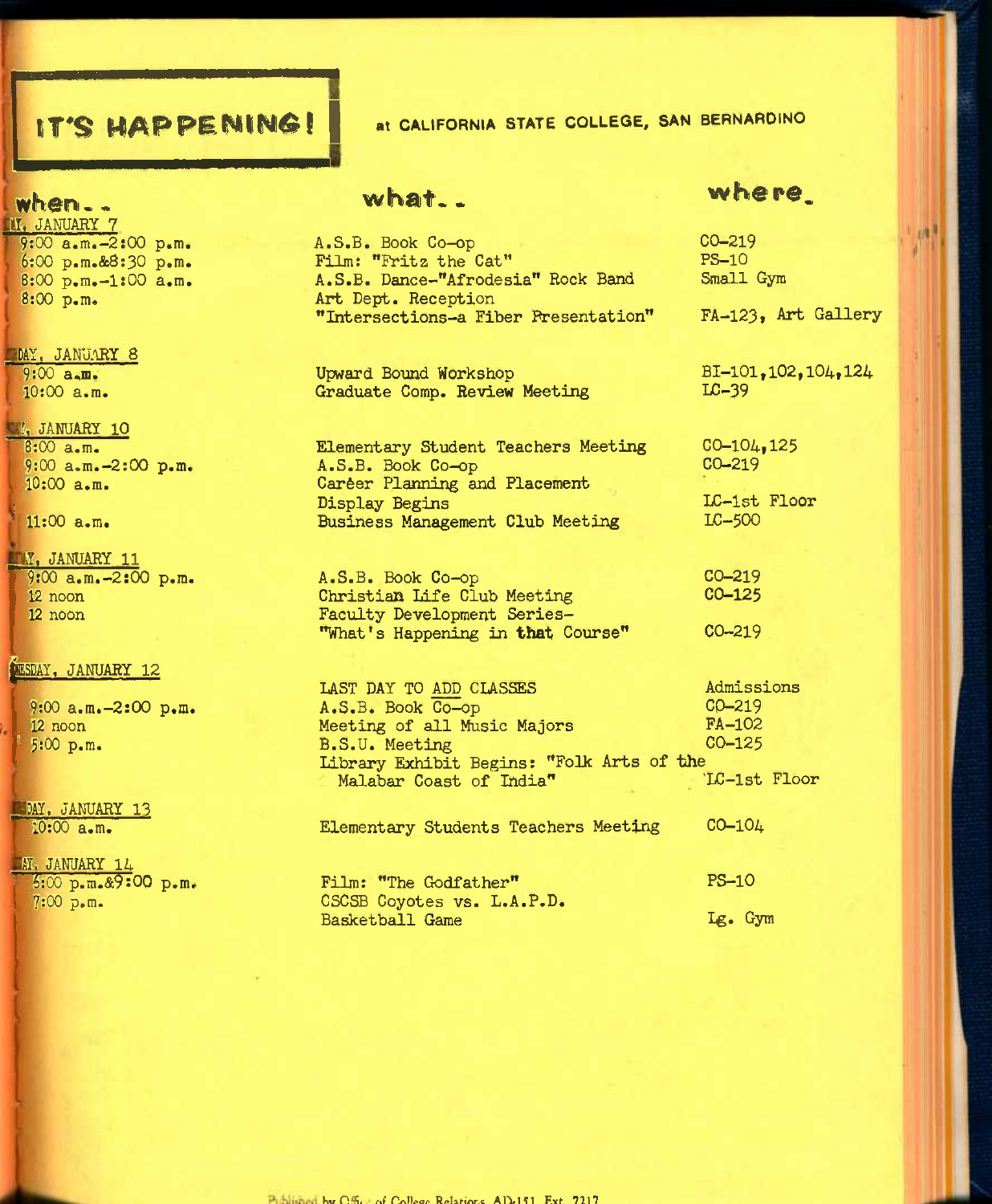# IT'S HAPPENING!

at CALIFORNIA STATE COLLEGE, SAN BERNARDINO

| when.. | what.. | where. |
|---|---|---|
| **...Y, JANUARY 7** | | |
| 9:00 a.m.-2:00 p.m. | A.S.B. Book Co-op | CO-219 |
| 6:00 p.m.&8:30 p.m. | Film: "Fritz the Cat" | PS-10 |
| 8:00 p.m.-1:00 a.m. | A.S.B. Dance-"Afrodesia" Rock Band | Small Gym |
| 8:00 p.m. | Art Dept. Reception "Intersections-a Fiber Presentation" | FA-123, Art Gallery |
| **...DAY, JANUARY 8** | | |
| 9:00 a.m. | Upward Bound Workshop | BI-101,102,104,124 |
| 10:00 a.m. | Graduate Comp. Review Meeting | LC-39 |
| **...Y, JANUARY 10** | | |
| 8:00 a.m. | Elementary Student Teachers Meeting | CO-104,125 |
| 9:00 a.m.-2:00 p.m. | A.S.B. Book Co-op | CO-219 |
| 10:00 a.m. | Career Planning and Placement Display Begins | LC-1st Floor |
| 11:00 a.m. | Business Management Club Meeting | LC-500 |
| **...Y, JANUARY 11** | | |
| 9:00 a.m.-2:00 p.m. | A.S.B. Book Co-op | CO-219 |
| 12 noon | Christian Life Club Meeting | CO-125 |
| 12 noon | Faculty Development Series- "What's Happening in **that** Course" | CO-219 |
| **...ESDAY, JANUARY 12** | | |
| | LAST DAY TO ADD CLASSES | Admissions |
| 9:00 a.m.-2:00 p.m. | A.S.B. Book Co-op | CO-219 |
| 12 noon | Meeting of all Music Majors | FA-102 |
| 5:00 p.m. | B.S.U. Meeting | CO-125 |
| | Library Exhibit Begins: "Folk Arts of the Malabar Coast of India" | LC-1st Floor |
| **...DAY, JANUARY 13** | | |
| 10:00 a.m. | Elementary Students Teachers Meeting | CO-104 |
| **...AY, JANUARY 14** | | |
| 6:00 p.m.&9:00 p.m. | Film: "The Godfather" | PS-10 |
| 7:00 p.m. | CSCSB Coyotes vs. L.A.P.D. Basketball Game | Lg. Gym |

Published by Office of College Relations AD-151 Ext. 7217